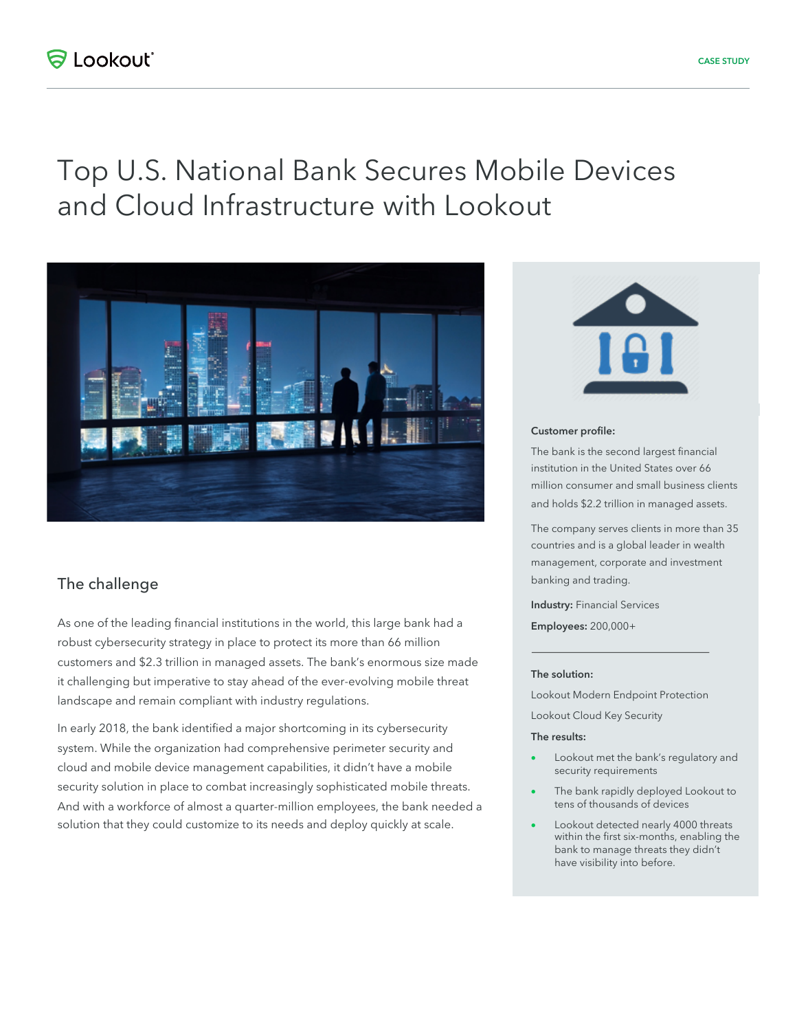# Top U.S. National Bank Secures Mobile Devices and Cloud Infrastructure with Lookout

## The challenge

As one of the leading financial institutions in the world, this large bank had a robust cybersecurity strategy in place to protect its more than 66 million customers and $2.3 trillion in managed assets. The bank's enormous size made it challenging but imperative to stay ahead of the ever-evolving mobile threat landscape and remain compliant with industry regulations.

In early 2018, the bank identified a major shortcoming in its cybersecurity system. While the organization had comprehensive perimeter security and cloud and mobile device management capabilities, it didn't have a mobile security solution in place to combat increasingly sophisticated mobile threats. And with a workforce of almost a quarter-million employees, the bank needed a solution that they could customize to its needs and deploy quickly at scale.

**Customer profile:**

The bank is the second largest financial institution in the United States over 66 million consumer and small business clients and holds $2.2 trillion in managed assets.

The company serves clients in more than 35 countries and is a global leader in wealth management, corporate and investment banking and trading.

**Industry:** Financial Services

**Employees:** 200,000+

**The solution:**

Lookout Modern Endpoint Protection

Lookout Cloud Key Security

**The results:**

- Lookout met the bank's regulatory and security requirements
- The bank rapidly deployed Lookout to tens of thousands of devices
- Lookout detected nearly 4000 threats within the first six-months, enabling the bank to manage threats they didn't have visibility into before.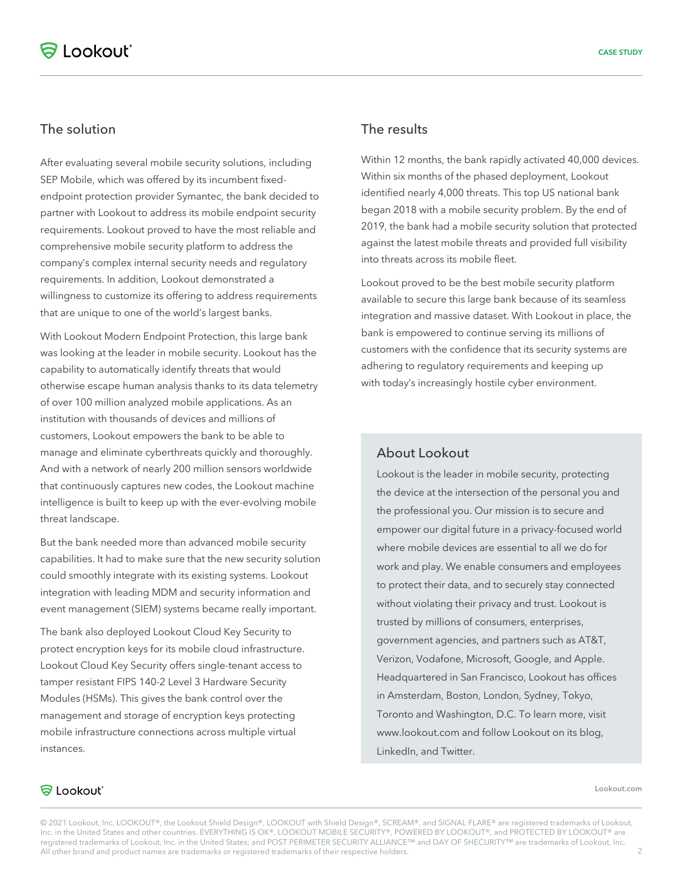## The solution

After evaluating several mobile security solutions, including SEP Mobile, which was offered by its incumbent fixed-endpoint protection provider Symantec, the bank decided to partner with Lookout to address its mobile endpoint security requirements. Lookout proved to have the most reliable and comprehensive mobile security platform to address the company's complex internal security needs and regulatory requirements. In addition, Lookout demonstrated a willingness to customize its offering to address requirements that are unique to one of the world's largest banks.

With Lookout Modern Endpoint Protection, this large bank was looking at the leader in mobile security. Lookout has the capability to automatically identify threats that would otherwise escape human analysis thanks to its data telemetry of over 100 million analyzed mobile applications. As an institution with thousands of devices and millions of customers, Lookout empowers the bank to be able to manage and eliminate cyberthreats quickly and thoroughly. And with a network of nearly 200 million sensors worldwide that continuously captures new codes, the Lookout machine intelligence is built to keep up with the ever-evolving mobile threat landscape.

But the bank needed more than advanced mobile security capabilities. It had to make sure that the new security solution could smoothly integrate with its existing systems. Lookout integration with leading MDM and security information and event management (SIEM) systems became really important.

The bank also deployed Lookout Cloud Key Security to protect encryption keys for its mobile cloud infrastructure. Lookout Cloud Key Security offers single-tenant access to tamper resistant FIPS 140-2 Level 3 Hardware Security Modules (HSMs). This gives the bank control over the management and storage of encryption keys protecting mobile infrastructure connections across multiple virtual instances.

## The results

Within 12 months, the bank rapidly activated 40,000 devices. Within six months of the phased deployment, Lookout identified nearly 4,000 threats. This top US national bank began 2018 with a mobile security problem. By the end of 2019, the bank had a mobile security solution that protected against the latest mobile threats and provided full visibility into threats across its mobile fleet.

Lookout proved to be the best mobile security platform available to secure this large bank because of its seamless integration and massive dataset. With Lookout in place, the bank is empowered to continue serving its millions of customers with the confidence that its security systems are adhering to regulatory requirements and keeping up with today's increasingly hostile cyber environment.

## About Lookout

Lookout is the leader in mobile security, protecting the device at the intersection of the personal you and the professional you. Our mission is to secure and empower our digital future in a privacy-focused world where mobile devices are essential to all we do for work and play. We enable consumers and employees to protect their data, and to securely stay connected without violating their privacy and trust. Lookout is trusted by millions of consumers, enterprises, government agencies, and partners such as AT&T, Verizon, Vodafone, Microsoft, Google, and Apple. Headquartered in San Francisco, Lookout has offices in Amsterdam, Boston, London, Sydney, Tokyo, Toronto and Washington, D.C. To learn more, visit www.lookout.com and follow Lookout on its blog, LinkedIn, and Twitter.

© 2021 Lookout, Inc. LOOKOUT®, the Lookout Shield Design®, LOOKOUT with Shield Design®, SCREAM®, and SIGNAL FLARE® are registered trademarks of Lookout, Inc. in the United States and other countries. EVERYTHING IS OK®, LOOKOUT MOBILE SECURITY®, POWERED BY LOOKOUT®, and PROTECTED BY LOOKOUT® are registered trademarks of Lookout, Inc. in the United States; and POST PERIMETER SECURITY ALLIANCE™ and DAY OF SHECURITY™ are trademarks of Lookout, Inc. All other brand and product names are trademarks or registered trademarks of their respective holders.